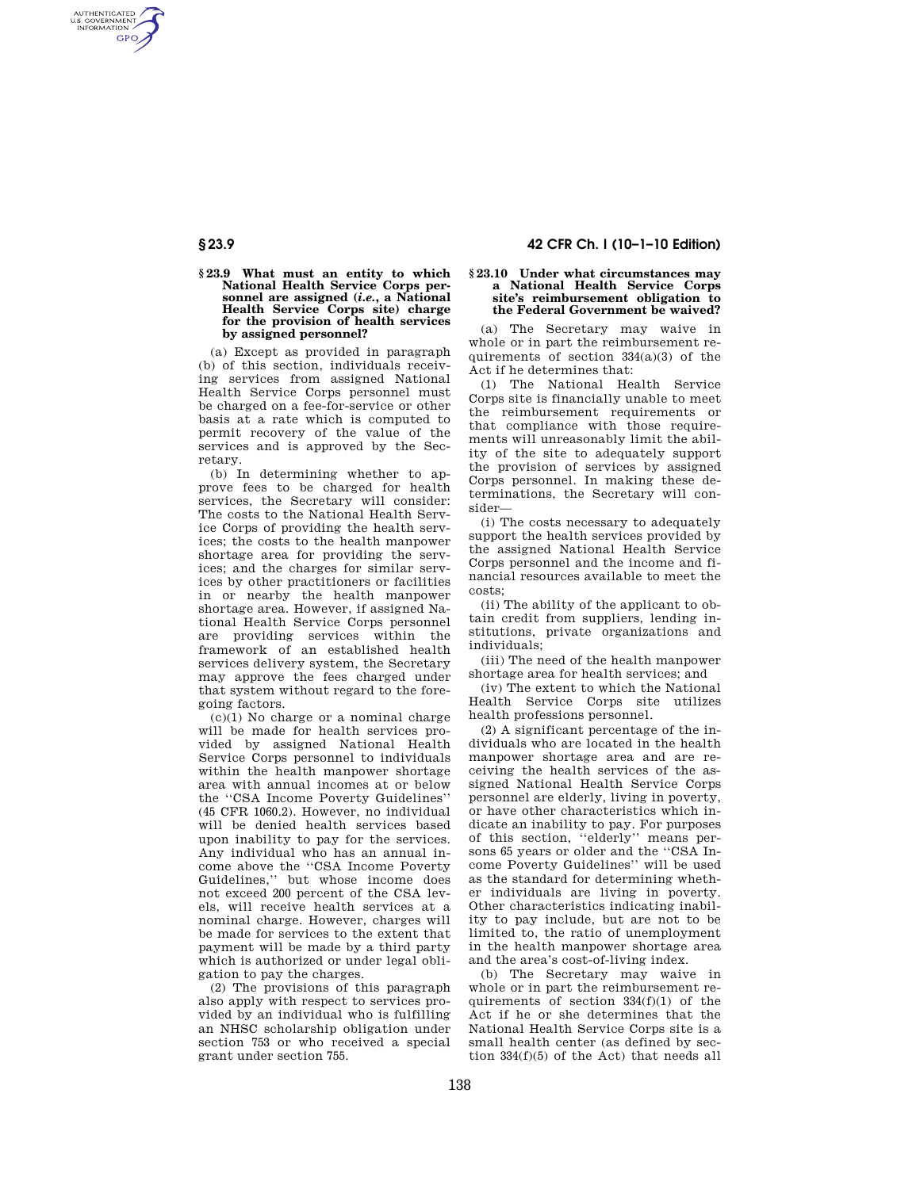### § 23.9 What must an entity to which National Health Service Corps personnel are assigned (*i.e.*, a National Health Service Corps site) charge for the provision of health services by assigned personnel?

(a) Except as provided in paragraph (b) of this section, individuals receiving services from assigned National Health Service Corps personnel must be charged on a fee-for-service or other basis at a rate which is computed to permit recovery of the value of the services and is approved by the Secretary.

(b) In determining whether to approve fees to be charged for health services, the Secretary will consider: The costs to the National Health Service Corps of providing the health services; the costs to the health manpower shortage area for providing the services; and the charges for similar services by other practitioners or facilities in or nearby the health manpower shortage area. However, if assigned National Health Service Corps personnel are providing services within the framework of an established health services delivery system, the Secretary may approve the fees charged under that system without regard to the foregoing factors.

(c)(1) No charge or a nominal charge will be made for health services provided by assigned National Health Service Corps personnel to individuals within the health manpower shortage area with annual incomes at or below the ''CSA Income Poverty Guidelines'' (45 CFR 1060.2). However, no individual will be denied health services based upon inability to pay for the services. Any individual who has an annual income above the ''CSA Income Poverty Guidelines,'' but whose income does not exceed 200 percent of the CSA levels, will receive health services at a nominal charge. However, charges will be made for services to the extent that payment will be made by a third party which is authorized or under legal obligation to pay the charges.

(2) The provisions of this paragraph also apply with respect to services provided by an individual who is fulfilling an NHSC scholarship obligation under section 753 or who received a special grant under section 755.

### § 23.10 Under what circumstances may a National Health Service Corps site's reimbursement obligation to the Federal Government be waived?

(a) The Secretary may waive in whole or in part the reimbursement requirements of section 334(a)(3) of the Act if he determines that:

(1) The National Health Service Corps site is financially unable to meet the reimbursement requirements or that compliance with those requirements will unreasonably limit the ability of the site to adequately support the provision of services by assigned Corps personnel. In making these determinations, the Secretary will consider—

(i) The costs necessary to adequately support the health services provided by the assigned National Health Service Corps personnel and the income and financial resources available to meet the costs;

(ii) The ability of the applicant to obtain credit from suppliers, lending institutions, private organizations and individuals;

(iii) The need of the health manpower shortage area for health services; and

(iv) The extent to which the National Health Service Corps site utilizes health professions personnel.

(2) A significant percentage of the individuals who are located in the health manpower shortage area and are receiving the health services of the assigned National Health Service Corps personnel are elderly, living in poverty, or have other characteristics which indicate an inability to pay. For purposes of this section, ''elderly'' means persons 65 years or older and the ''CSA Income Poverty Guidelines'' will be used as the standard for determining whether individuals are living in poverty. Other characteristics indicating inability to pay include, but are not to be limited to, the ratio of unemployment in the health manpower shortage area and the area's cost-of-living index.

(b) The Secretary may waive in whole or in part the reimbursement requirements of section 334(f)(1) of the Act if he or she determines that the National Health Service Corps site is a small health center (as defined by section 334(f)(5) of the Act) that needs all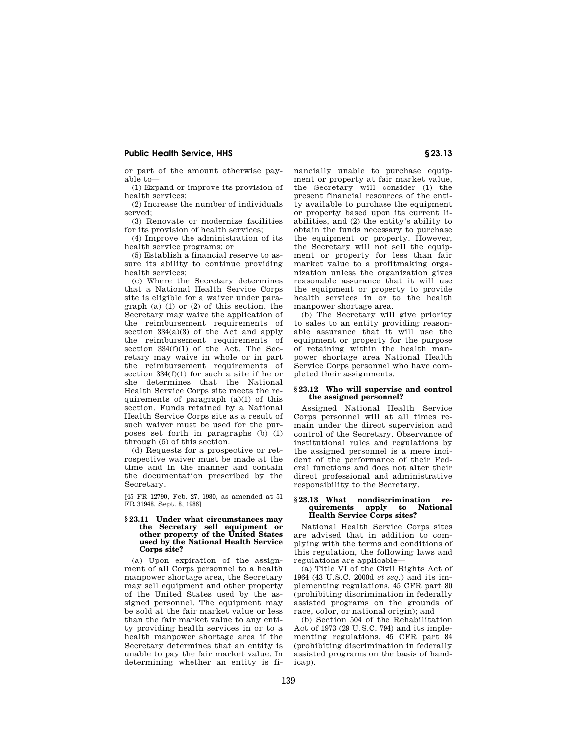or part of the amount otherwise payable to—

(1) Expand or improve its provision of health services;

(2) Increase the number of individuals served;

(3) Renovate or modernize facilities for its provision of health services;

(4) Improve the administration of its health service programs; or

(5) Establish a financial reserve to assure its ability to continue providing health services;

(c) Where the Secretary determines that a National Health Service Corps site is eligible for a waiver under paragraph (a) (1) or (2) of this section. the Secretary may waive the application of the reimbursement requirements of section 334(a)(3) of the Act and apply the reimbursement requirements of section 334(f)(1) of the Act. The Secretary may waive in whole or in part the reimbursement requirements of section 334(f)(1) for such a site if he or she determines that the National Health Service Corps site meets the requirements of paragraph (a)(1) of this section. Funds retained by a National Health Service Corps site as a result of such waiver must be used for the purposes set forth in paragraphs (b) (1) through (5) of this section.

(d) Requests for a prospective or retrospective waiver must be made at the time and in the manner and contain the documentation prescribed by the Secretary.

[45 FR 12790, Feb. 27, 1980, as amended at 51 FR 31948, Sept. 8, 1986]

### § 23.11 Under what circumstances may the Secretary sell equipment or other property of the United States used by the National Health Service Corps site?

(a) Upon expiration of the assignment of all Corps personnel to a health manpower shortage area, the Secretary may sell equipment and other property of the United States used by the assigned personnel. The equipment may be sold at the fair market value or less than the fair market value to any entity providing health services in or to a health manpower shortage area if the Secretary determines that an entity is unable to pay the fair market value. In determining whether an entity is financially unable to purchase equipment or property at fair market value, the Secretary will consider (1) the present financial resources of the entity available to purchase the equipment or property based upon its current liabilities, and (2) the entity's ability to obtain the funds necessary to purchase the equipment or property. However, the Secretary will not sell the equipment or property for less than fair market value to a profitmaking organization unless the organization gives reasonable assurance that it will use the equipment or property to provide health services in or to the health manpower shortage area.

(b) The Secretary will give priority to sales to an entity providing reasonable assurance that it will use the equipment or property for the purpose of retaining within the health manpower shortage area National Health Service Corps personnel who have completed their assignments.

### § 23.12 Who will supervise and control the assigned personnel?

Assigned National Health Service Corps personnel will at all times remain under the direct supervision and control of the Secretary. Observance of institutional rules and regulations by the assigned personnel is a mere incident of the performance of their Federal functions and does not alter their direct professional and administrative responsibility to the Secretary.

### § 23.13 What nondiscrimination requirements apply to National Health Service Corps sites?

National Health Service Corps sites are advised that in addition to complying with the terms and conditions of this regulation, the following laws and regulations are applicable—

(a) Title VI of the Civil Rights Act of 1964 (43 U.S.C. 2000d *et seq.*) and its implementing regulations, 45 CFR part 80 (prohibiting discrimination in federally assisted programs on the grounds of race, color, or national origin); and

(b) Section 504 of the Rehabilitation Act of 1973 (29 U.S.C. 794) and its implementing regulations, 45 CFR part 84 (prohibiting discrimination in federally assisted programs on the basis of handicap).